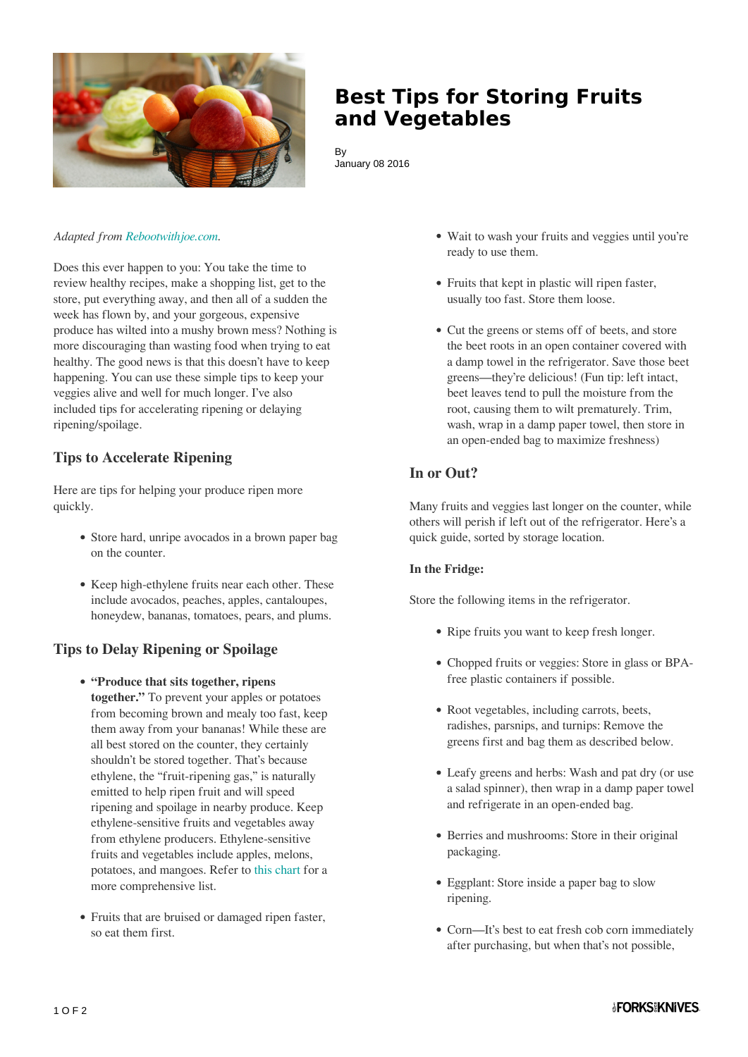# Best Tips for Storing Fruits and Vegetables

By
January 08 2016

*Adapted from Rebootwithjoe.com.*

Does this ever happen to you: You take the time to review healthy recipes, make a shopping list, get to the store, put everything away, and then all of a sudden the week has flown by, and your gorgeous, expensive produce has wilted into a mushy brown mess? Nothing is more discouraging than wasting food when trying to eat healthy. The good news is that this doesn't have to keep happening. You can use these simple tips to keep your veggies alive and well for much longer. I've also included tips for accelerating ripening or delaying ripening/spoilage.

## Tips to Accelerate Ripening

Here are tips for helping your produce ripen more quickly.

- Store hard, unripe avocados in a brown paper bag on the counter.
- Keep high-ethylene fruits near each other. These include avocados, peaches, apples, cantaloupes, honeydew, bananas, tomatoes, pears, and plums.

## Tips to Delay Ripening or Spoilage

- **"Produce that sits together, ripens together."** To prevent your apples or potatoes from becoming brown and mealy too fast, keep them away from your bananas! While these are all best stored on the counter, they certainly shouldn't be stored together. That's because ethylene, the "fruit-ripening gas," is naturally emitted to help ripen fruit and will speed ripening and spoilage in nearby produce. Keep ethylene-sensitive fruits and vegetables away from ethylene producers. Ethylene-sensitive fruits and vegetables include apples, melons, potatoes, and mangoes. Refer to this chart for a more comprehensive list.
- Fruits that are bruised or damaged ripen faster, so eat them first.
- Wait to wash your fruits and veggies until you're ready to use them.
- Fruits that kept in plastic will ripen faster, usually too fast. Store them loose.
- Cut the greens or stems off of beets, and store the beet roots in an open container covered with a damp towel in the refrigerator. Save those beet greens—they're delicious! (Fun tip: left intact, beet leaves tend to pull the moisture from the root, causing them to wilt prematurely. Trim, wash, wrap in a damp paper towel, then store in an open-ended bag to maximize freshness)

## In or Out?

Many fruits and veggies last longer on the counter, while others will perish if left out of the refrigerator. Here's a quick guide, sorted by storage location.

### In the Fridge:

Store the following items in the refrigerator.

- Ripe fruits you want to keep fresh longer.
- Chopped fruits or veggies: Store in glass or BPA-free plastic containers if possible.
- Root vegetables, including carrots, beets, radishes, parsnips, and turnips: Remove the greens first and bag them as described below.
- Leafy greens and herbs: Wash and pat dry (or use a salad spinner), then wrap in a damp paper towel and refrigerate in an open-ended bag.
- Berries and mushrooms: Store in their original packaging.
- Eggplant: Store inside a paper bag to slow ripening.
- Corn—It's best to eat fresh cob corn immediately after purchasing, but when that's not possible,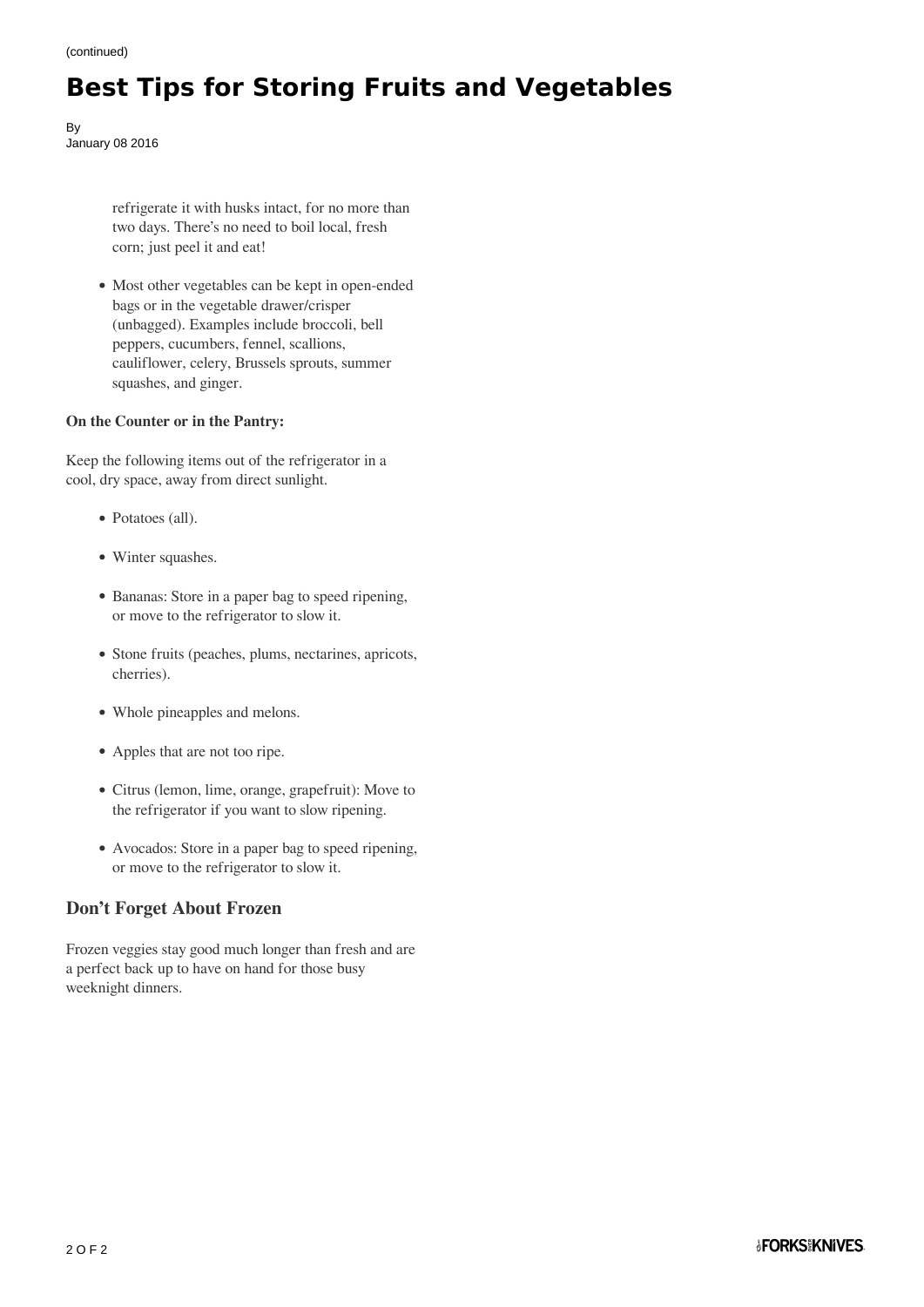(continued)

# Best Tips for Storing Fruits and Vegetables

By
January 08 2016

refrigerate it with husks intact, for no more than two days. There's no need to boil local, fresh corn; just peel it and eat!

- Most other vegetables can be kept in open-ended bags or in the vegetable drawer/crisper (unbagged). Examples include broccoli, bell peppers, cucumbers, fennel, scallions, cauliflower, celery, Brussels sprouts, summer squashes, and ginger.

**On the Counter or in the Pantry:**

Keep the following items out of the refrigerator in a cool, dry space, away from direct sunlight.

- Potatoes (all).
- Winter squashes.
- Bananas: Store in a paper bag to speed ripening, or move to the refrigerator to slow it.
- Stone fruits (peaches, plums, nectarines, apricots, cherries).
- Whole pineapples and melons.
- Apples that are not too ripe.
- Citrus (lemon, lime, orange, grapefruit): Move to the refrigerator if you want to slow ripening.
- Avocados: Store in a paper bag to speed ripening, or move to the refrigerator to slow it.

## Don't Forget About Frozen

Frozen veggies stay good much longer than fresh and are a perfect back up to have on hand for those busy weeknight dinners.